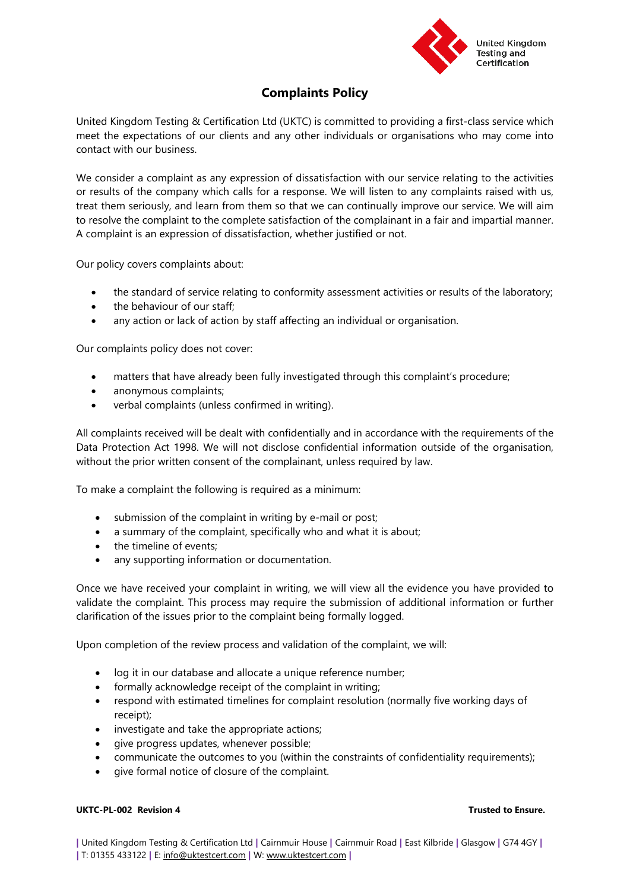# Complaints Policy

United Kingdom Testing & Certification Ltd (UKTC) is committed to providing a first-class service which meet the expectations of our clients and any other individuals or organisations who may come into contact with our business.

We consider a complaint as any expression of dissatisfaction with our service relating to the activities or results of the company which calls for a response. We will listen to any complaints raised with us, treat them seriously, and learn from them so that we can continually improve our service. We will aim to resolve the complaint to the complete satisfaction of the complainant in a fair and impartial manner. A complaint is an expression of dissatisfaction, whether justified or not.

Our policy covers complaints about:

- the standard of service relating to conformity assessment activities or results of the laboratory;
- the behaviour of our staff;
- any action or lack of action by staff affecting an individual or organisation.

Our complaints policy does not cover:

- matters that have already been fully investigated through this complaint's procedure;
- anonymous complaints;
- verbal complaints (unless confirmed in writing).

All complaints received will be dealt with confidentially and in accordance with the requirements of the Data Protection Act 1998. We will not disclose confidential information outside of the organisation, without the prior written consent of the complainant, unless required by law.

To make a complaint the following is required as a minimum:

- submission of the complaint in writing by e-mail or post;
- a summary of the complaint, specifically who and what it is about;
- the timeline of events;
- any supporting information or documentation.

Once we have received your complaint in writing, we will view all the evidence you have provided to validate the complaint. This process may require the submission of additional information or further clarification of the issues prior to the complaint being formally logged.

Upon completion of the review process and validation of the complaint, we will:

- log it in our database and allocate a unique reference number;
- formally acknowledge receipt of the complaint in writing;
- respond with estimated timelines for complaint resolution (normally five working days of receipt);
- investigate and take the appropriate actions;
- give progress updates, whenever possible;
- communicate the outcomes to you (within the constraints of confidentiality requirements);
- give formal notice of closure of the complaint.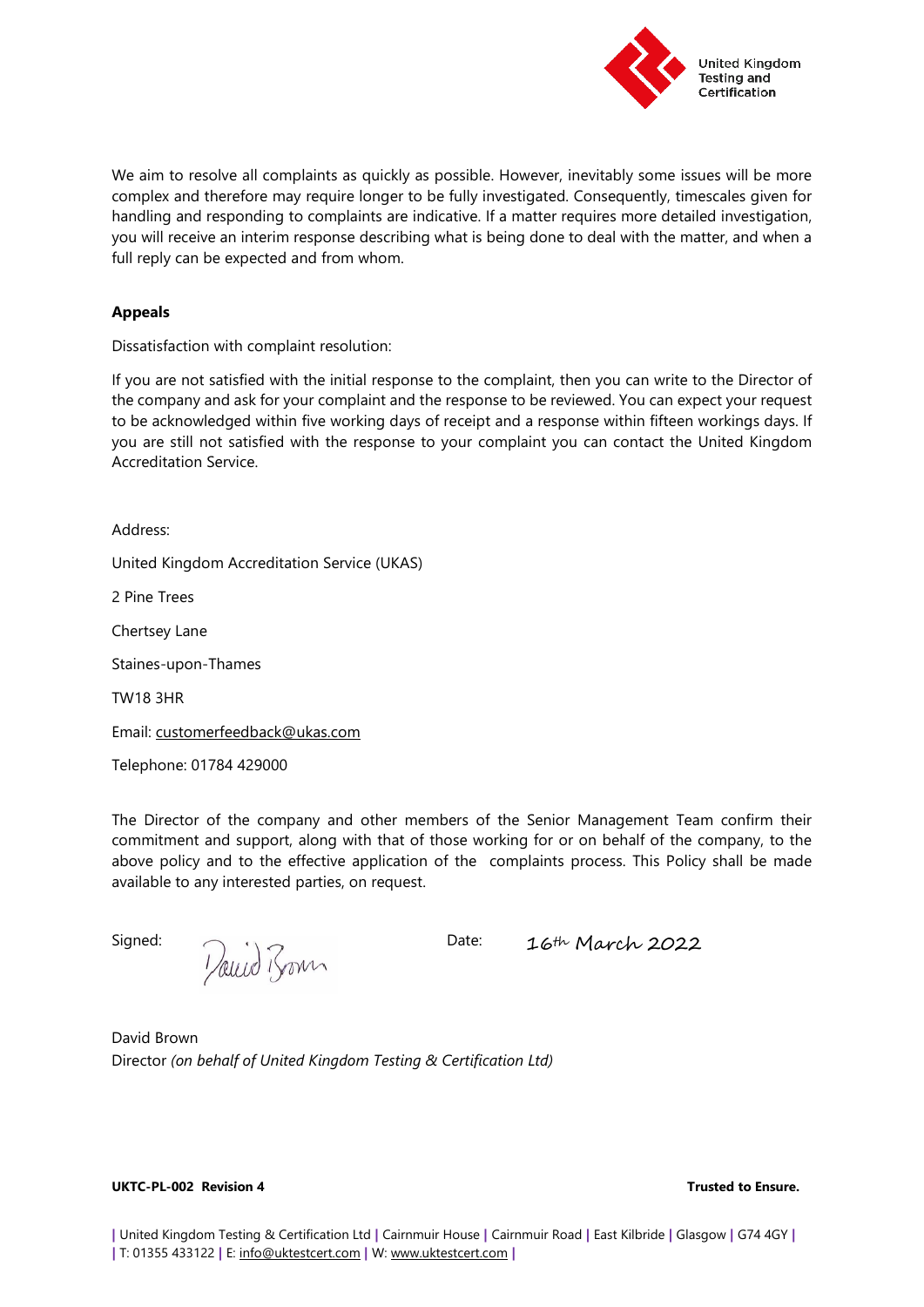We aim to resolve all complaints as quickly as possible. However, inevitably some issues will be more complex and therefore may require longer to be fully investigated. Consequently, timescales given for handling and responding to complaints are indicative. If a matter requires more detailed investigation, you will receive an interim response describing what is being done to deal with the matter, and when a full reply can be expected and from whom.

**Appeals**

Dissatisfaction with complaint resolution:

If you are not satisfied with the initial response to the complaint, then you can write to the Director of the company and ask for your complaint and the response to be reviewed. You can expect your request to be acknowledged within five working days of receipt and a response within fifteen workings days. If you are still not satisfied with the response to your complaint you can contact the United Kingdom Accreditation Service.

Address:

United Kingdom Accreditation Service (UKAS)

2 Pine Trees

Chertsey Lane

Staines-upon-Thames

TW18 3HR

Email: customerfeedback@ukas.com

Telephone: 01784 429000

The Director of the company and other members of the Senior Management Team confirm their commitment and support, along with that of those working for or on behalf of the company, to the above policy and to the effective application of the complaints process. This Policy shall be made available to any interested parties, on request.

Signed: David Brown     Date: 16th March 2022

David Brown
Director *(on behalf of United Kingdom Testing & Certification Ltd)*

**UKTC-PL-002 Revision 4**     **Trusted to Ensure.**

| United Kingdom Testing & Certification Ltd | Cairnmuir House | Cairnmuir Road | East Kilbride | Glasgow | G74 4GY |
| T: 01355 433122 | E: info@uktestcert.com | W: www.uktestcert.com |